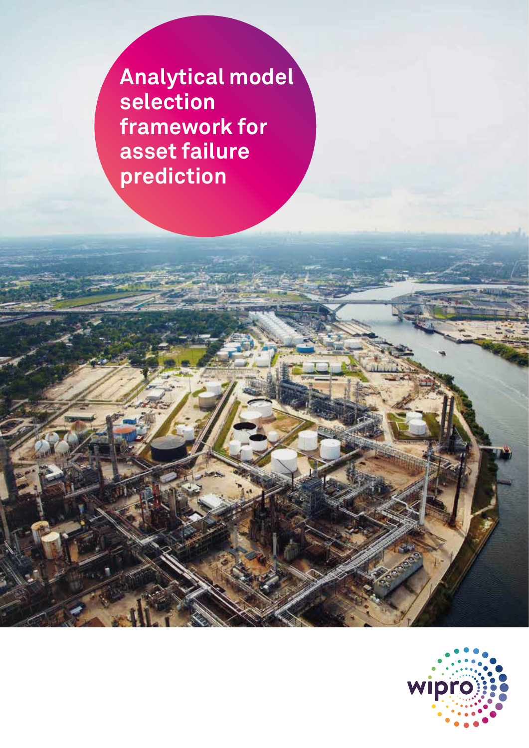# Analytical model selection framework for asset failure prediction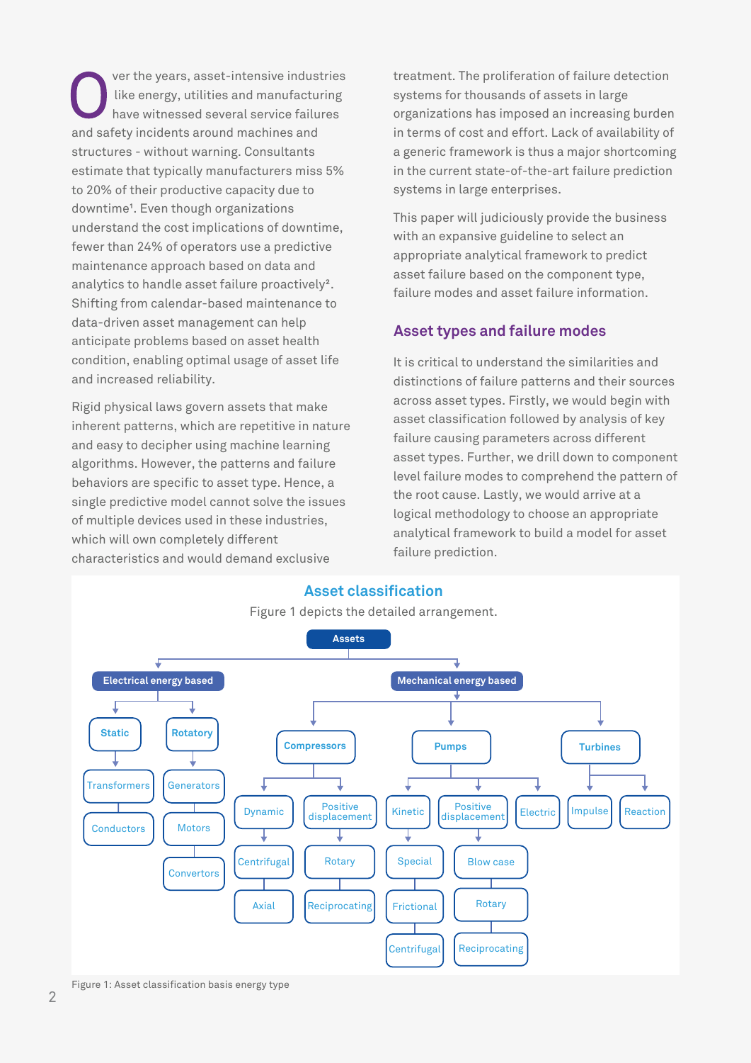Over the years, asset-intensive industries like energy, utilities and manufacturing have witnessed several service failures and safety incidents around machines and structures - without warning. Consultants estimate that typically manufacturers miss 5% to 20% of their productive capacity due to downtime[1]. Even though organizations understand the cost implications of downtime, fewer than 24% of operators use a predictive maintenance approach based on data and analytics to handle asset failure proactively[2]. Shifting from calendar-based maintenance to data-driven asset management can help anticipate problems based on asset health condition, enabling optimal usage of asset life and increased reliability.

Rigid physical laws govern assets that make inherent patterns, which are repetitive in nature and easy to decipher using machine learning algorithms. However, the patterns and failure behaviors are specific to asset type. Hence, a single predictive model cannot solve the issues of multiple devices used in these industries, which will own completely different characteristics and would demand exclusive treatment. The proliferation of failure detection systems for thousands of assets in large organizations has imposed an increasing burden in terms of cost and effort. Lack of availability of a generic framework is thus a major shortcoming in the current state-of-the-art failure prediction systems in large enterprises.

This paper will judiciously provide the business with an expansive guideline to select an appropriate analytical framework to predict asset failure based on the component type, failure modes and asset failure information.

## Asset types and failure modes

It is critical to understand the similarities and distinctions of failure patterns and their sources across asset types. Firstly, we would begin with asset classification followed by analysis of key failure causing parameters across different asset types. Further, we drill down to component level failure modes to comprehend the pattern of the root cause. Lastly, we would arrive at a logical methodology to choose an appropriate analytical framework to build a model for asset failure prediction.

### Asset classification

Figure 1 depicts the detailed arrangement.

- Assets
  - Electrical energy based
    - Static
      - Transformers
      - Conductors
    - Rotatory
      - Generators
      - Motors
      - Convertors
  - Mechanical energy based
    - Compressors
      - Dynamic
        - Centrifugal
        - Axial
      - Positive displacement
        - Rotary
        - Reciprocating
    - Pumps
      - Kinetic
        - Special
        - Frictional
        - Centrifugal
      - Positive displacement
        - Blow case
        - Rotary
        - Reciprocating
      - Electric
    - Turbines
      - Impulse
      - Reaction

Figure 1: Asset classification basis energy type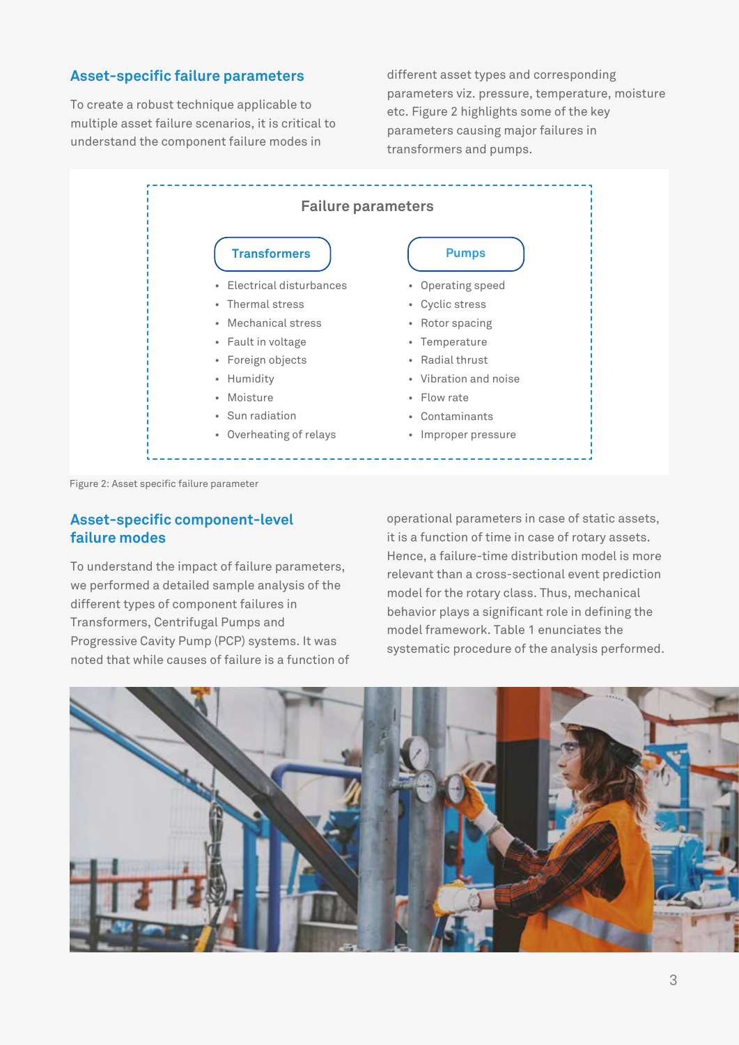## Asset-specific failure parameters

To create a robust technique applicable to multiple asset failure scenarios, it is critical to understand the component failure modes in different asset types and corresponding parameters viz. pressure, temperature, moisture etc. Figure 2 highlights some of the key parameters causing major failures in transformers and pumps.

**Failure parameters**

**Transformers**

- Electrical disturbances
- Thermal stress
- Mechanical stress
- Fault in voltage
- Foreign objects
- Humidity
- Moisture
- Sun radiation
- Overheating of relays

**Pumps**

- Operating speed
- Cyclic stress
- Rotor spacing
- Temperature
- Radial thrust
- Vibration and noise
- Flow rate
- Contaminants
- Improper pressure

Figure 2: Asset specific failure parameter

## Asset-specific component-level failure modes

To understand the impact of failure parameters, we performed a detailed sample analysis of the different types of component failures in Transformers, Centrifugal Pumps and Progressive Cavity Pump (PCP) systems. It was noted that while causes of failure is a function of operational parameters in case of static assets, it is a function of time in case of rotary assets. Hence, a failure-time distribution model is more relevant than a cross-sectional event prediction model for the rotary class. Thus, mechanical behavior plays a significant role in defining the model framework. Table 1 enunciates the systematic procedure of the analysis performed.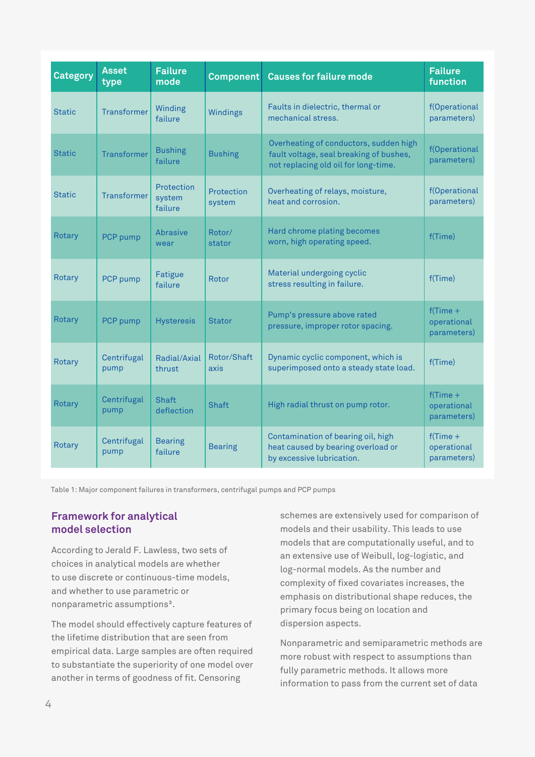| Category | Asset type | Failure mode | Component | Causes for failure mode | Failure function |
|---|---|---|---|---|---|
| Static | Transformer | Winding failure | Windings | Faults in dielectric, thermal or mechanical stress. | f(Operational parameters) |
| Static | Transformer | Bushing failure | Bushing | Overheating of conductors, sudden high fault voltage, seal breaking of bushes, not replacing old oil for long-time. | f(Operational parameters) |
| Static | Transformer | Protection system failure | Protection system | Overheating of relays, moisture, heat and corrosion. | f(Operational parameters) |
| Rotary | PCP pump | Abrasive wear | Rotor/ stator | Hard chrome plating becomes worn, high operating speed. | f(Time) |
| Rotary | PCP pump | Fatigue failure | Rotor | Material undergoing cyclic stress resulting in failure. | f(Time) |
| Rotary | PCP pump | Hysteresis | Stator | Pump's pressure above rated pressure, improper rotor spacing. | f(Time + operational parameters) |
| Rotary | Centrifugal pump | Radial/Axial thrust | Rotor/Shaft axis | Dynamic cyclic component, which is superimposed onto a steady state load. | f(Time) |
| Rotary | Centrifugal pump | Shaft deflection | Shaft | High radial thrust on pump rotor. | f(Time + operational parameters) |
| Rotary | Centrifugal pump | Bearing failure | Bearing | Contamination of bearing oil, high heat caused by bearing overload or by excessive lubrication. | f(Time + operational parameters) |

Table 1: Major component failures in transformers, centrifugal pumps and PCP pumps

## Framework for analytical model selection

According to Jerald F. Lawless, two sets of choices in analytical models are whether to use discrete or continuous-time models, and whether to use parametric or nonparametric assumptions[3].

The model should effectively capture features of the lifetime distribution that are seen from empirical data. Large samples are often required to substantiate the superiority of one model over another in terms of goodness of fit. Censoring schemes are extensively used for comparison of models and their usability. This leads to use models that are computationally useful, and to an extensive use of Weibull, log-logistic, and log-normal models. As the number and complexity of fixed covariates increases, the emphasis on distributional shape reduces, the primary focus being on location and dispersion aspects.

Nonparametric and semiparametric methods are more robust with respect to assumptions than fully parametric methods. It allows more information to pass from the current set of data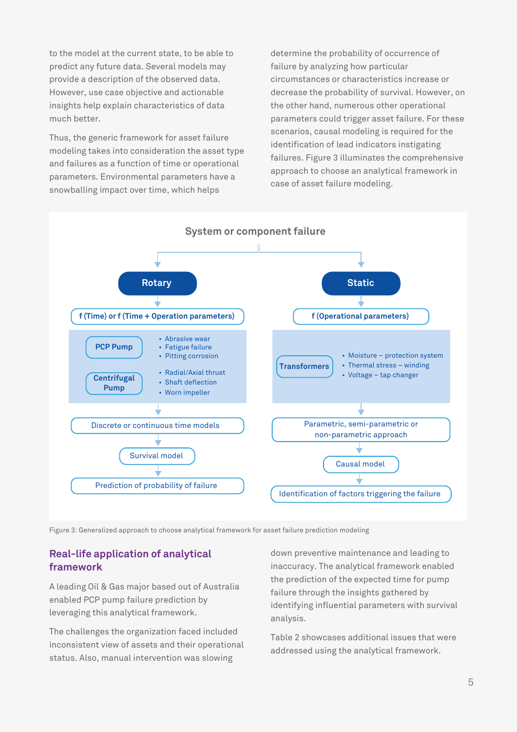to the model at the current state, to be able to predict any future data. Several models may provide a description of the observed data. However, use case objective and actionable insights help explain characteristics of data much better.

Thus, the generic framework for asset failure modeling takes into consideration the asset type and failures as a function of time or operational parameters. Environmental parameters have a snowballing impact over time, which helps determine the probability of occurrence of failure by analyzing how particular circumstances or characteristics increase or decrease the probability of survival. However, on the other hand, numerous other operational parameters could trigger asset failure. For these scenarios, causal modeling is required for the identification of lead indicators instigating failures. Figure 3 illuminates the comprehensive approach to choose an analytical framework in case of asset failure modeling.

**System or component failure**

- **Rotary**
  - f (Time) or f (Time + Operation parameters)
  - PCP Pump
    - Abrasive wear
    - Fatigue failure
    - Pitting corrosion
  - Centrifugal Pump
    - Radial/Axial thrust
    - Shaft deflection
    - Worn impeller
  - Discrete or continuous time models
  - Survival model
  - Prediction of probability of failure
- **Static**
  - f (Operational parameters)
  - Transformers
    - Moisture – protection system
    - Thermal stress – winding
    - Voltage – tap changer
  - Parametric, semi-parametric or non-parametric approach
  - Causal model
  - Identification of factors triggering the failure

Figure 3: Generalized approach to choose analytical framework for asset failure prediction modeling

## Real-life application of analytical framework

A leading Oil & Gas major based out of Australia enabled PCP pump failure prediction by leveraging this analytical framework.

The challenges the organization faced included inconsistent view of assets and their operational status. Also, manual intervention was slowing down preventive maintenance and leading to inaccuracy. The analytical framework enabled the prediction of the expected time for pump failure through the insights gathered by identifying influential parameters with survival analysis.

Table 2 showcases additional issues that were addressed using the analytical framework.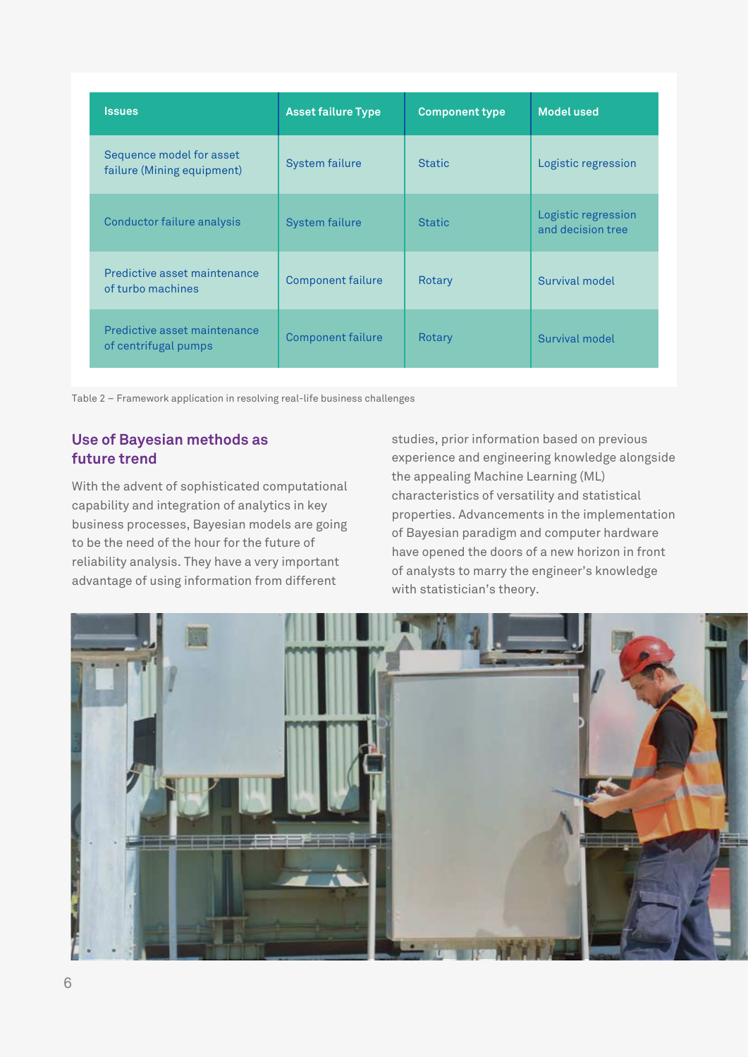| Issues | Asset failure Type | Component type | Model used |
|---|---|---|---|
| Sequence model for asset failure (Mining equipment) | System failure | Static | Logistic regression |
| Conductor failure analysis | System failure | Static | Logistic regression and decision tree |
| Predictive asset maintenance of turbo machines | Component failure | Rotary | Survival model |
| Predictive asset maintenance of centrifugal pumps | Component failure | Rotary | Survival model |

Table 2 – Framework application in resolving real-life business challenges

## Use of Bayesian methods as future trend

With the advent of sophisticated computational capability and integration of analytics in key business processes, Bayesian models are going to be the need of the hour for the future of reliability analysis. They have a very important advantage of using information from different studies, prior information based on previous experience and engineering knowledge alongside the appealing Machine Learning (ML) characteristics of versatility and statistical properties. Advancements in the implementation of Bayesian paradigm and computer hardware have opened the doors of a new horizon in front of analysts to marry the engineer's knowledge with statistician's theory.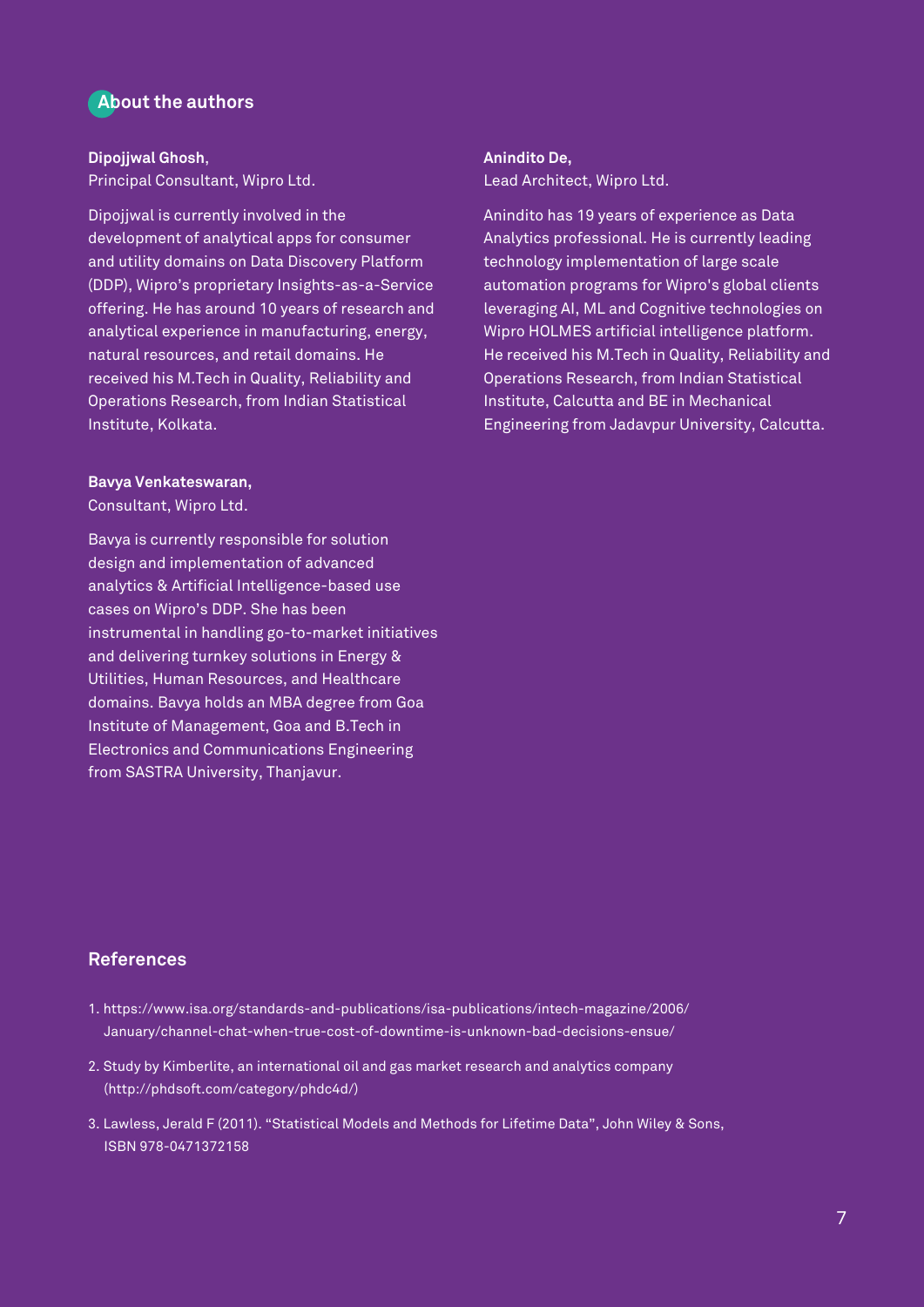## About the authors

**Dipojjwal Ghosh**,
Principal Consultant, Wipro Ltd.

Dipojjwal is currently involved in the development of analytical apps for consumer and utility domains on Data Discovery Platform (DDP), Wipro's proprietary Insights-as-a-Service offering. He has around 10 years of research and analytical experience in manufacturing, energy, natural resources, and retail domains. He received his M.Tech in Quality, Reliability and Operations Research, from Indian Statistical Institute, Kolkata.

**Bavya Venkateswaran,**
Consultant, Wipro Ltd.

Bavya is currently responsible for solution design and implementation of advanced analytics & Artificial Intelligence-based use cases on Wipro's DDP. She has been instrumental in handling go-to-market initiatives and delivering turnkey solutions in Energy & Utilities, Human Resources, and Healthcare domains. Bavya holds an MBA degree from Goa Institute of Management, Goa and B.Tech in Electronics and Communications Engineering from SASTRA University, Thanjavur.

**Anindito De,**
Lead Architect, Wipro Ltd.

Anindito has 19 years of experience as Data Analytics professional. He is currently leading technology implementation of large scale automation programs for Wipro's global clients leveraging AI, ML and Cognitive technologies on Wipro HOLMES artificial intelligence platform. He received his M.Tech in Quality, Reliability and Operations Research, from Indian Statistical Institute, Calcutta and BE in Mechanical Engineering from Jadavpur University, Calcutta.

## References

1. https://www.isa.org/standards-and-publications/isa-publications/intech-magazine/2006/January/channel-chat-when-true-cost-of-downtime-is-unknown-bad-decisions-ensue/
2. Study by Kimberlite, an international oil and gas market research and analytics company (http://phdsoft.com/category/phdc4d/)
3. Lawless, Jerald F (2011). "Statistical Models and Methods for Lifetime Data", John Wiley & Sons, ISBN 978-0471372158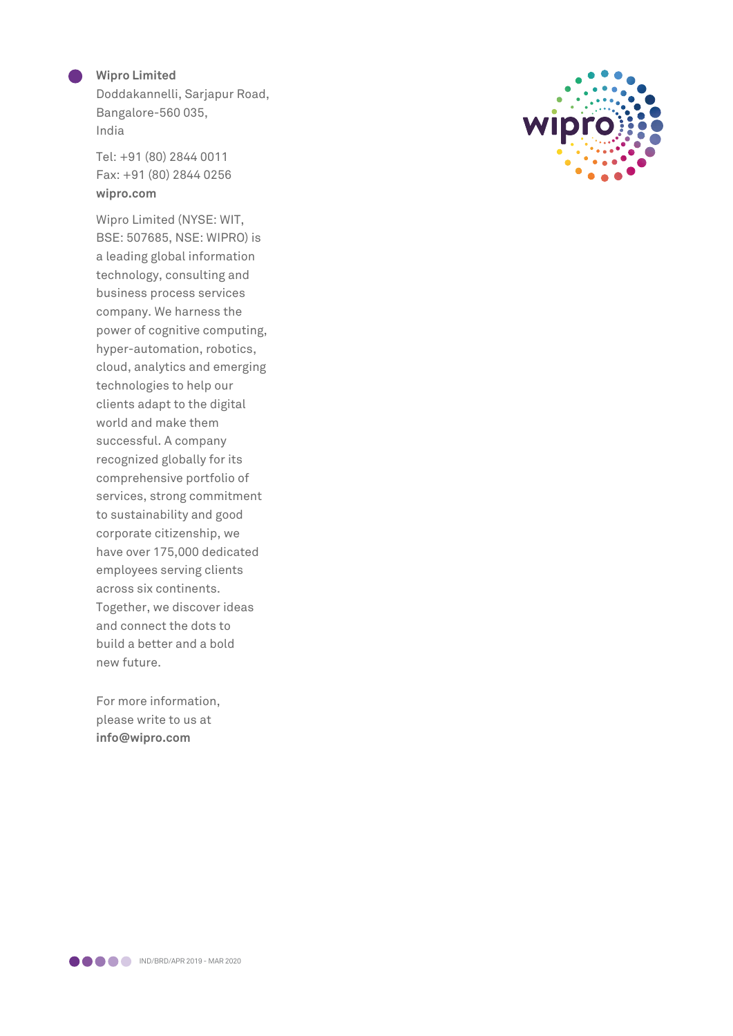**Wipro Limited**
Doddakannelli, Sarjapur Road,
Bangalore-560 035,
India

Tel: +91 (80) 2844 0011
Fax: +91 (80) 2844 0256
**wipro.com**

Wipro Limited (NYSE: WIT, BSE: 507685, NSE: WIPRO) is a leading global information technology, consulting and business process services company. We harness the power of cognitive computing, hyper-automation, robotics, cloud, analytics and emerging technologies to help our clients adapt to the digital world and make them successful. A company recognized globally for its comprehensive portfolio of services, strong commitment to sustainability and good corporate citizenship, we have over 175,000 dedicated employees serving clients across six continents. Together, we discover ideas and connect the dots to build a better and a bold new future.

For more information, please write to us at **info@wipro.com**

IND/BRD/APR 2019 - MAR 2020